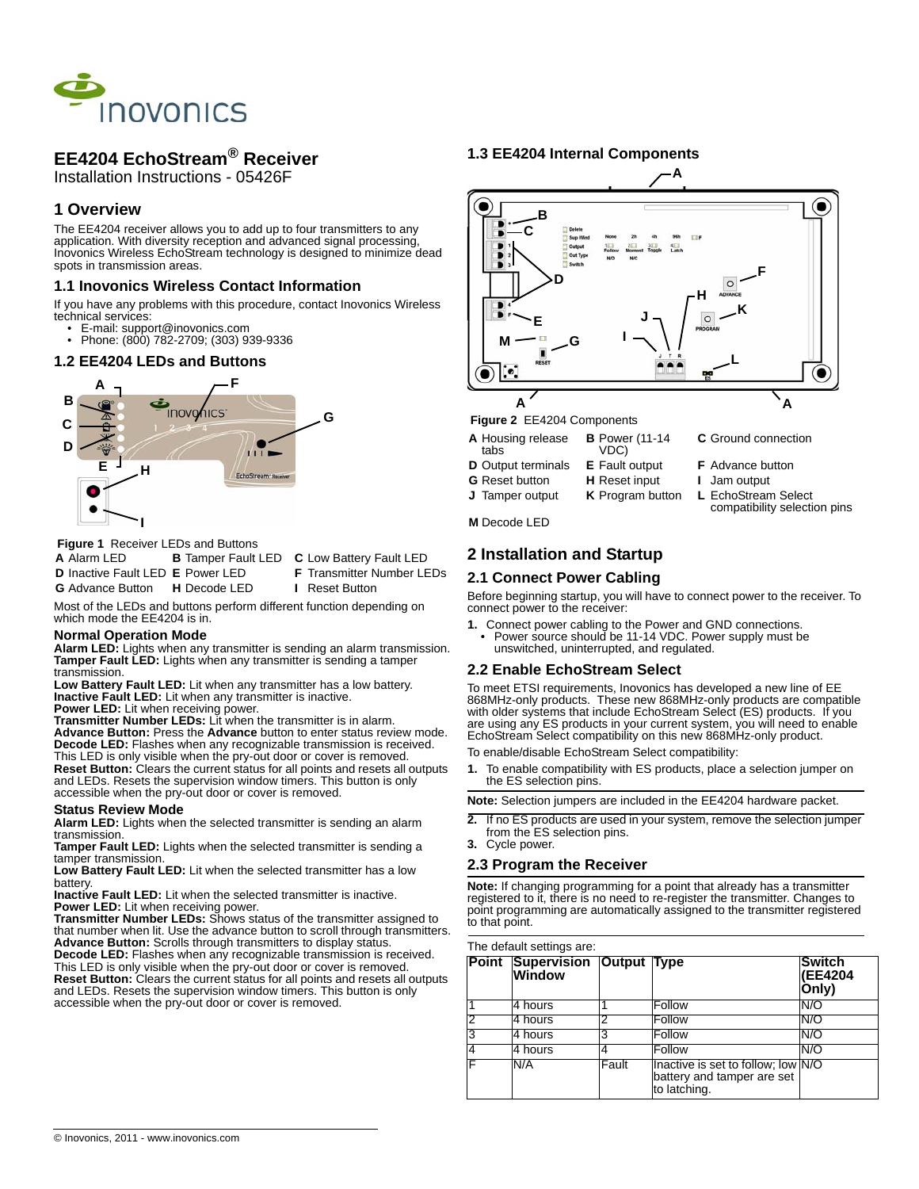# EE4204 EchoStream® Receiver

Installation Instructions - 05426F

## 1 Overview

The EE4204 receiver allows you to add up to four transmitters to any application. With diversity reception and advanced signal processing, Inovonics Wireless EchoStream technology is designed to minimize dead spots in transmission areas.

### 1.1 Inovonics Wireless Contact Information

If you have any problems with this procedure, contact Inovonics Wireless technical services:

- E-mail: support@inovonics.com
- Phone: (800) 782-2709; (303) 939-9336

### 1.2 EE4204 LEDs and Buttons

**Figure 1** Receiver LEDs and Buttons

| | | |
|---|---|---|
| **A** Alarm LED | **B** Tamper Fault LED | **C** Low Battery Fault LED |
| **D** Inactive Fault LED | **E** Power LED | **F** Transmitter Number LEDs |
| **G** Advance Button | **H** Decode LED | **I** Reset Button |

Most of the LEDs and buttons perform different function depending on which mode the EE4204 is in.

#### Normal Operation Mode

**Alarm LED:** Lights when any transmitter is sending an alarm transmission.
**Tamper Fault LED:** Lights when any transmitter is sending a tamper transmission.
**Low Battery Fault LED:** Lit when any transmitter has a low battery.
**Inactive Fault LED:** Lit when any transmitter is inactive.
**Power LED:** Lit when receiving power.
**Transmitter Number LEDs:** Lit when the transmitter is in alarm.
**Advance Button:** Press the **Advance** button to enter status review mode.
**Decode LED:** Flashes when any recognizable transmission is received. This LED is only visible when the pry-out door or cover is removed.
**Reset Button:** Clears the current status for all points and resets all outputs and LEDs. Resets the supervision window timers. This button is only accessible when the pry-out door or cover is removed.

#### Status Review Mode

**Alarm LED:** Lights when the selected transmitter is sending an alarm transmission.
**Tamper Fault LED:** Lights when the selected transmitter is sending a tamper transmission.
**Low Battery Fault LED:** Lit when the selected transmitter has a low battery.
**Inactive Fault LED:** Lit when the selected transmitter is inactive.
**Power LED:** Lit when receiving power.
**Transmitter Number LEDs:** Shows status of the transmitter assigned to that number when lit. Use the advance button to scroll through transmitters.
**Advance Button:** Scrolls through transmitters to display status.
**Decode LED:** Flashes when any recognizable transmission is received. This LED is only visible when the pry-out door or cover is removed.
**Reset Button:** Clears the current status for all points and resets all outputs and LEDs. Resets the supervision window timers. This button is only accessible when the pry-out door or cover is removed.

### 1.3 EE4204 Internal Components

**Figure 2** EE4204 Components

| | | |
|---|---|---|
| **A** Housing release tabs | **B** Power (11-14 VDC) | **C** Ground connection |
| **D** Output terminals | **E** Fault output | **F** Advance button |
| **G** Reset button | **H** Reset input | **I** Jam output |
| **J** Tamper output | **K** Program button | **L** EchoStream Select compatibility selection pins |
| **M** Decode LED | | |

## 2 Installation and Startup

### 2.1 Connect Power Cabling

Before beginning startup, you will have to connect power to the receiver. To connect power to the receiver:

1. Connect power cabling to the Power and GND connections.
   - Power source should be 11-14 VDC. Power supply must be unswitched, uninterrupted, and regulated.

### 2.2 Enable EchoStream Select

To meet ETSI requirements, Inovonics has developed a new line of EE 868MHz-only products. These new 868MHz-only products are compatible with older systems that include EchoStream Select (ES) products. If you are using any ES products in your current system, you will need to enable EchoStream Select compatibility on this new 868MHz-only product.

To enable/disable EchoStream Select compatibility:

1. To enable compatibility with ES products, place a selection jumper on the ES selection pins.

**Note:** Selection jumpers are included in the EE4204 hardware packet.

2. If no ES products are used in your system, remove the selection jumper from the ES selection pins.
3. Cycle power.

### 2.3 Program the Receiver

**Note:** If changing programming for a point that already has a transmitter registered to it, there is no need to re-register the transmitter. Changes to point programming are automatically assigned to the transmitter registered to that point.

The default settings are:

| Point | Supervision Window | Output | Type | Switch (EE4204 Only) |
|---|---|---|---|---|
| 1 | 4 hours | 1 | Follow | N/O |
| 2 | 4 hours | 2 | Follow | N/O |
| 3 | 4 hours | 3 | Follow | N/O |
| 4 | 4 hours | 4 | Follow | N/O |
| F | N/A | Fault | Inactive is set to follow; low battery and tamper are set to latching. | N/O |

© Inovonics, 2011 - www.inovonics.com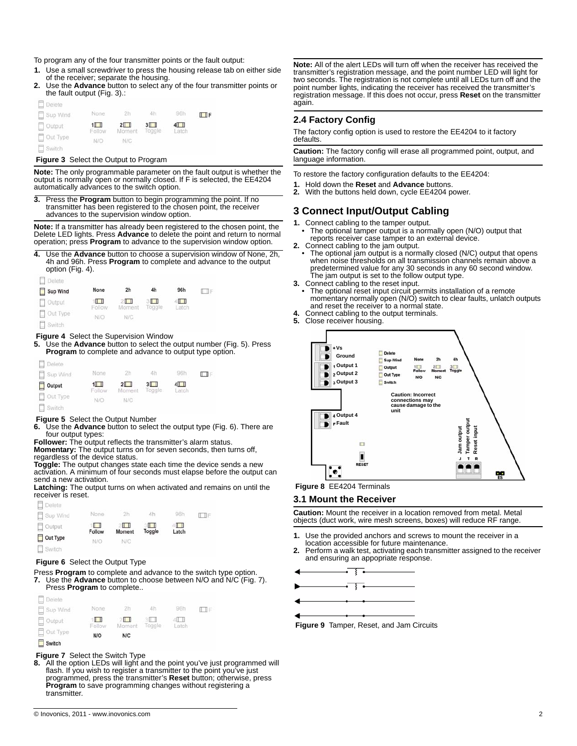To program any of the four transmitter points or the fault output:

1. Use a small screwdriver to press the housing release tab on either side of the receiver; separate the housing.
2. Use the **Advance** button to select any of the four transmitter points or the fault output (Fig. 3).:

Figure 3 Select the Output to Program

**Note:** The only programmable parameter on the fault output is whether the output is normally open or normally closed. If F is selected, the EE4204 automatically advances to the switch option.

3. Press the **Program** button to begin programming the point. If no transmitter has been registered to the chosen point, the receiver advances to the supervision window option.

**Note:** If a transmitter has already been registered to the chosen point, the Delete LED lights. Press **Advance** to delete the point and return to normal operation; press **Program** to advance to the supervision window option.

4. Use the **Advance** button to choose a supervision window of None, 2h, 4h and 96h. Press **Program** to complete and advance to the output option (Fig. 4).

Figure 4 Select the Supervision Window

5. Use the **Advance** button to select the output number (Fig. 5). Press **Program** to complete and advance to output type option.

Figure 5 Select the Output Number

6. Use the **Advance** button to select the output type (Fig. 6). There are four output types:

**Follower:** The output reflects the transmitter's alarm status.
**Momentary:** The output turns on for seven seconds, then turns off, regardless of the device status.
**Toggle:** The output changes state each time the device sends a new activation. A minimum of four seconds must elapse before the output can send a new activation.
**Latching:** The output turns on when activated and remains on until the receiver is reset.

Figure 6 Select the Output Type

Press **Program** to complete and advance to the switch type option.

7. Use the **Advance** button to choose between N/O and N/C (Fig. 7). Press **Program** to complete..

Figure 7 Select the Switch Type

8. All the option LEDs will light and the point you've just programmed will flash. If you wish to register a transmitter to the point you've just programmed, press the transmitter's **Reset** button; otherwise, press **Program** to save programming changes without registering a transmitter.

**Note:** All of the alert LEDs will turn off when the receiver has received the transmitter's registration message, and the point number LED will light for two seconds. The registration is not complete until all LEDs turn off and the point number lights, indicating the receiver has received the transmitter's registration message. If this does not occur, press **Reset** on the transmitter again.

## 2.4 Factory Config

The factory config option is used to restore the EE4204 to it factory defaults.

**Caution:** The factory config will erase all programmed point, output, and language information.

To restore the factory configuration defaults to the EE4204:

1. Hold down the **Reset** and **Advance** buttons.
2. With the buttons held down, cycle EE4204 power.

# 3 Connect Input/Output Cabling

1. Connect cabling to the tamper output.
   - The optional tamper output is a normally open (N/O) output that reports receiver case tamper to an external device.
2. Connect cabling to the jam output.
   - The optional jam output is a normally closed (N/C) output that opens when noise thresholds on all transmission channels remain above a predetermined value for any 30 seconds in any 60 second window. The jam output is set to the follow output type.
3. Connect cabling to the reset input.
   - The optional reset input circuit permits installation of a remote momentary normally open (N/O) switch to clear faults, unlatch outputs and reset the receiver to a normal state.
4. Connect cabling to the output terminals.
5. Close receiver housing.

Figure 8 EE4204 Terminals

## 3.1 Mount the Receiver

**Caution:** Mount the receiver in a location removed from metal. Metal objects (duct work, wire mesh screens, boxes) will reduce RF range.

1. Use the provided anchors and screws to mount the receiver in a location accessible for future maintenance.
2. Perform a walk test, activating each transmitter assigned to the receiver and ensuring an appropriate response.

Figure 9 Tamper, Reset, and Jam Circuits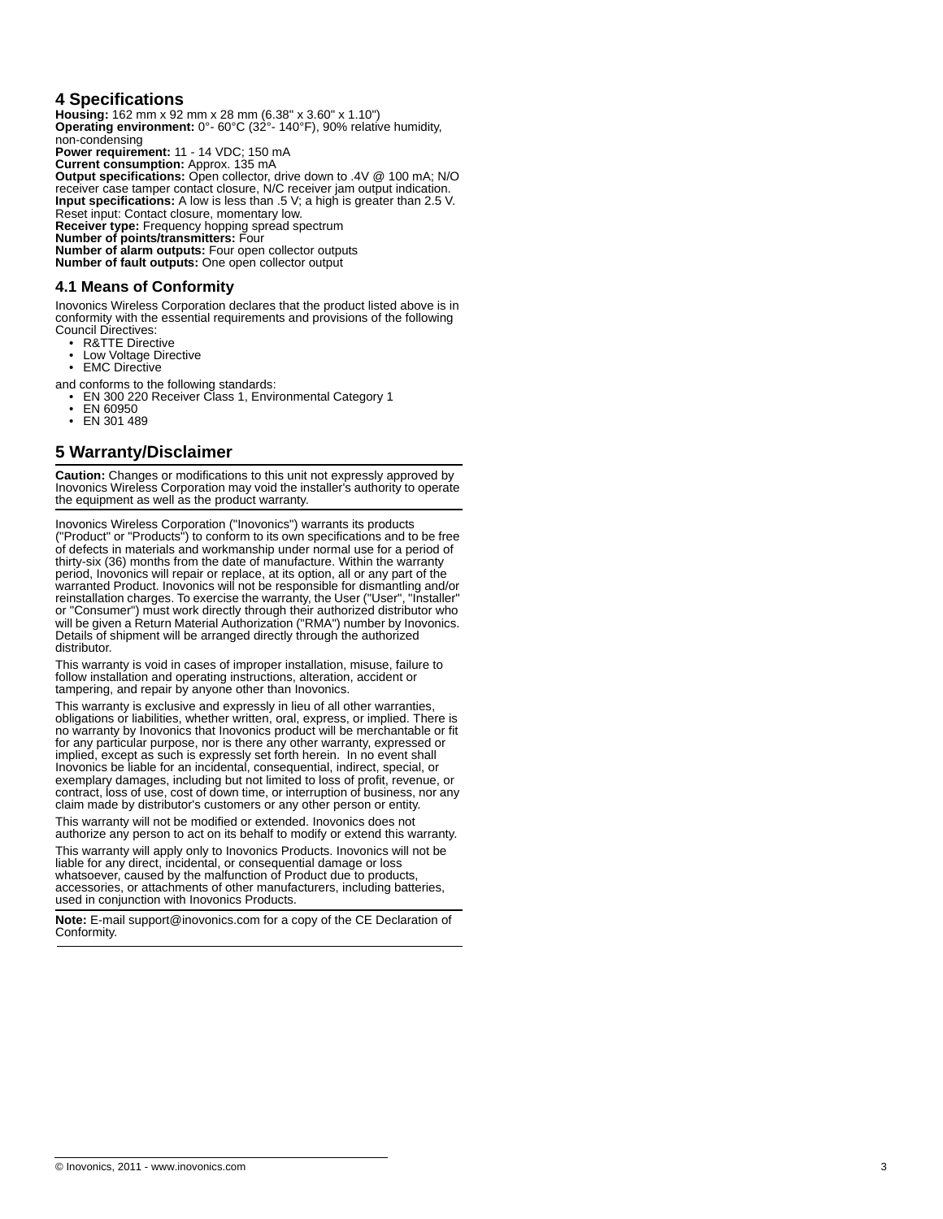# 4 Specifications

**Housing:** 162 mm x 92 mm x 28 mm (6.38" x 3.60" x 1.10")
**Operating environment:** 0°- 60°C (32°- 140°F), 90% relative humidity, non-condensing
**Power requirement:** 11 - 14 VDC; 150 mA
**Current consumption:** Approx. 135 mA
**Output specifications:** Open collector, drive down to .4V @ 100 mA; N/O receiver case tamper contact closure, N/C receiver jam output indication.
**Input specifications:** A low is less than .5 V; a high is greater than 2.5 V. Reset input: Contact closure, momentary low.
**Receiver type:** Frequency hopping spread spectrum
**Number of points/transmitters:** Four
**Number of alarm outputs:** Four open collector outputs
**Number of fault outputs:** One open collector output

## 4.1 Means of Conformity

Inovonics Wireless Corporation declares that the product listed above is in conformity with the essential requirements and provisions of the following Council Directives:

- R&TTE Directive
- Low Voltage Directive
- EMC Directive

and conforms to the following standards:

- EN 300 220 Receiver Class 1, Environmental Category 1
- EN 60950
- EN 301 489

# 5 Warranty/Disclaimer

**Caution:** Changes or modifications to this unit not expressly approved by Inovonics Wireless Corporation may void the installer's authority to operate the equipment as well as the product warranty.

Inovonics Wireless Corporation ("Inovonics") warrants its products ("Product" or "Products") to conform to its own specifications and to be free of defects in materials and workmanship under normal use for a period of thirty-six (36) months from the date of manufacture. Within the warranty period, Inovonics will repair or replace, at its option, all or any part of the warranted Product. Inovonics will not be responsible for dismantling and/or reinstallation charges. To exercise the warranty, the User ("User", "Installer" or "Consumer") must work directly through their authorized distributor who will be given a Return Material Authorization ("RMA") number by Inovonics. Details of shipment will be arranged directly through the authorized distributor.

This warranty is void in cases of improper installation, misuse, failure to follow installation and operating instructions, alteration, accident or tampering, and repair by anyone other than Inovonics.

This warranty is exclusive and expressly in lieu of all other warranties, obligations or liabilities, whether written, oral, express, or implied. There is no warranty by Inovonics that Inovonics product will be merchantable or fit for any particular purpose, nor is there any other warranty, expressed or implied, except as such is expressly set forth herein. In no event shall Inovonics be liable for an incidental, consequential, indirect, special, or exemplary damages, including but not limited to loss of profit, revenue, or contract, loss of use, cost of down time, or interruption of business, nor any claim made by distributor's customers or any other person or entity.

This warranty will not be modified or extended. Inovonics does not authorize any person to act on its behalf to modify or extend this warranty.

This warranty will apply only to Inovonics Products. Inovonics will not be liable for any direct, incidental, or consequential damage or loss whatsoever, caused by the malfunction of Product due to products, accessories, or attachments of other manufacturers, including batteries, used in conjunction with Inovonics Products.

**Note:** E-mail support@inovonics.com for a copy of the CE Declaration of Conformity.

© Inovonics, 2011 - www.inovonics.com